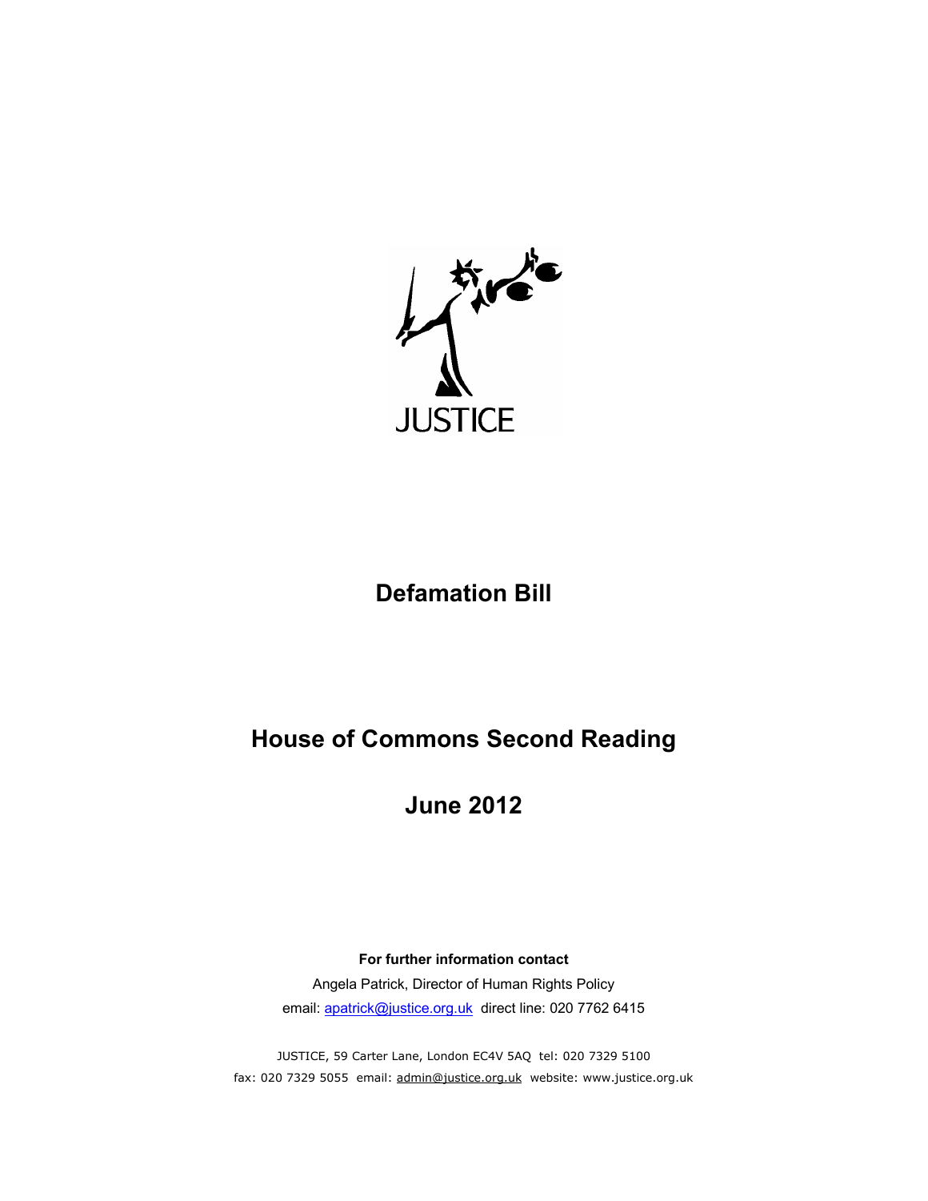JUSTICE

# Defamation Bill

# House of Commons Second Reading

# June 2012

**For further information contact**

Angela Patrick, Director of Human Rights Policy

email: apatrick@justice.org.uk direct line: 020 7762 6415

JUSTICE, 59 Carter Lane, London EC4V 5AQ tel: 020 7329 5100

fax: 020 7329 5055 email: admin@justice.org.uk website: www.justice.org.uk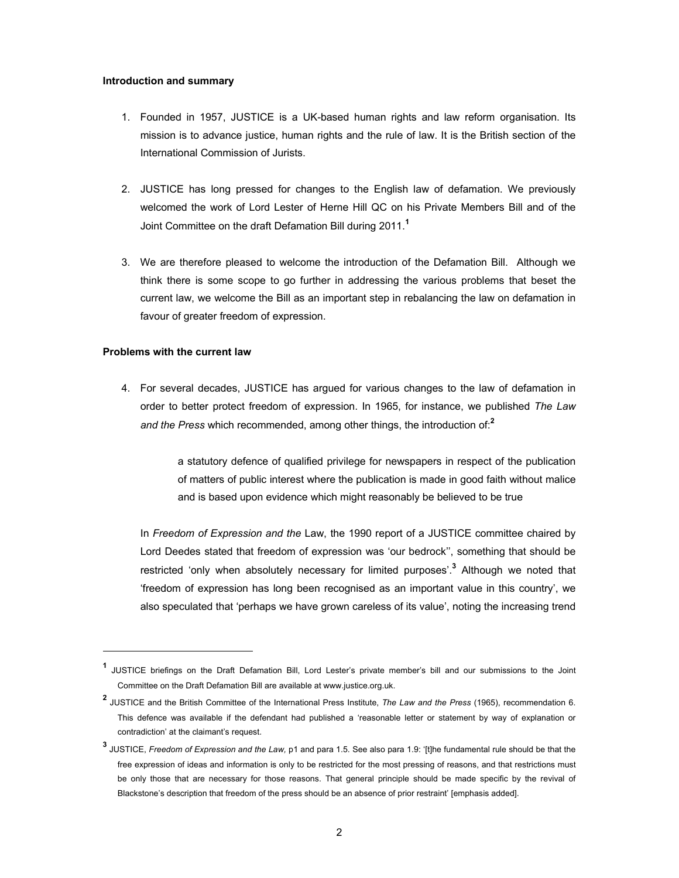**Introduction and summary**

1. Founded in 1957, JUSTICE is a UK-based human rights and law reform organisation. Its mission is to advance justice, human rights and the rule of law. It is the British section of the International Commission of Jurists.

2. JUSTICE has long pressed for changes to the English law of defamation. We previously welcomed the work of Lord Lester of Herne Hill QC on his Private Members Bill and of the Joint Committee on the draft Defamation Bill during 2011.[1]

3. We are therefore pleased to welcome the introduction of the Defamation Bill. Although we think there is some scope to go further in addressing the various problems that beset the current law, we welcome the Bill as an important step in rebalancing the law on defamation in favour of greater freedom of expression.

**Problems with the current law**

4. For several decades, JUSTICE has argued for various changes to the law of defamation in order to better protect freedom of expression. In 1965, for instance, we published *The Law and the Press* which recommended, among other things, the introduction of:[2]

   > a statutory defence of qualified privilege for newspapers in respect of the publication of matters of public interest where the publication is made in good faith without malice and is based upon evidence which might reasonably be believed to be true

   In *Freedom of Expression and the* Law, the 1990 report of a JUSTICE committee chaired by Lord Deedes stated that freedom of expression was 'our bedrock'', something that should be restricted 'only when absolutely necessary for limited purposes'.[3] Although we noted that 'freedom of expression has long been recognised as an important value in this country', we also speculated that 'perhaps we have grown careless of its value', noting the increasing trend

---

[1] JUSTICE briefings on the Draft Defamation Bill, Lord Lester's private member's bill and our submissions to the Joint Committee on the Draft Defamation Bill are available at www.justice.org.uk.

[2] JUSTICE and the British Committee of the International Press Institute, *The Law and the Press* (1965), recommendation 6. This defence was available if the defendant had published a 'reasonable letter or statement by way of explanation or contradiction' at the claimant's request.

[3] JUSTICE, *Freedom of Expression and the Law,* p1 and para 1.5. See also para 1.9: '[t]he fundamental rule should be that the free expression of ideas and information is only to be restricted for the most pressing of reasons, and that restrictions must be only those that are necessary for those reasons. That general principle should be made specific by the revival of Blackstone's description that freedom of the press should be an absence of prior restraint' [emphasis added].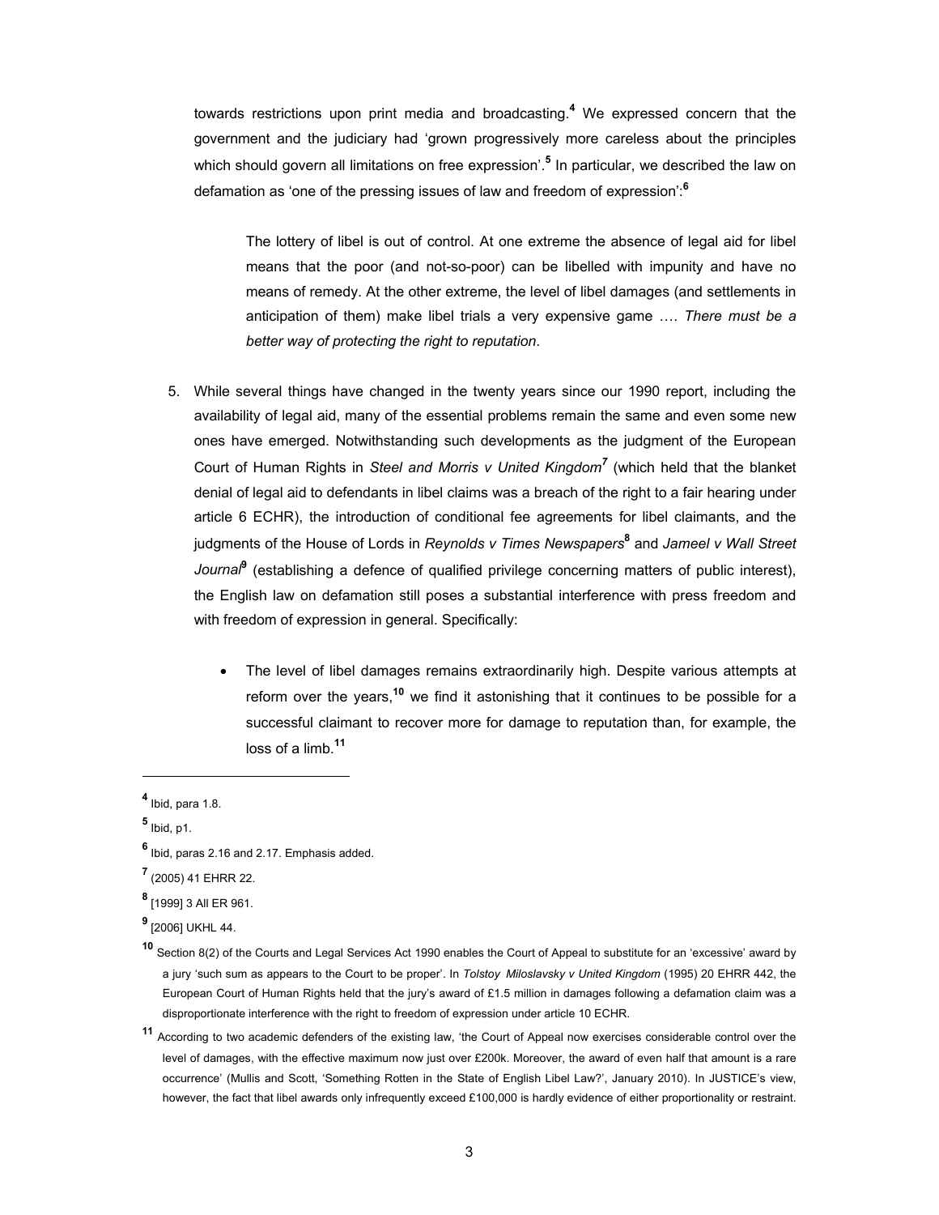towards restrictions upon print media and broadcasting.[4] We expressed concern that the government and the judiciary had 'grown progressively more careless about the principles which should govern all limitations on free expression'.[5] In particular, we described the law on defamation as 'one of the pressing issues of law and freedom of expression':[6]

> The lottery of libel is out of control. At one extreme the absence of legal aid for libel means that the poor (and not-so-poor) can be libelled with impunity and have no means of remedy. At the other extreme, the level of libel damages (and settlements in anticipation of them) make libel trials a very expensive game …. *There must be a better way of protecting the right to reputation*.

5. While several things have changed in the twenty years since our 1990 report, including the availability of legal aid, many of the essential problems remain the same and even some new ones have emerged. Notwithstanding such developments as the judgment of the European Court of Human Rights in *Steel and Morris v United Kingdom*[7] (which held that the blanket denial of legal aid to defendants in libel claims was a breach of the right to a fair hearing under article 6 ECHR), the introduction of conditional fee agreements for libel claimants, and the judgments of the House of Lords in *Reynolds v Times Newspapers*[8] and *Jameel v Wall Street Journal*[9] (establishing a defence of qualified privilege concerning matters of public interest), the English law on defamation still poses a substantial interference with press freedom and with freedom of expression in general. Specifically:

   - The level of libel damages remains extraordinarily high. Despite various attempts at reform over the years,[10] we find it astonishing that it continues to be possible for a successful claimant to recover more for damage to reputation than, for example, the loss of a limb.[11]

---

[4] Ibid, para 1.8.

[5] Ibid, p1.

[6] Ibid, paras 2.16 and 2.17. Emphasis added.

[7] (2005) 41 EHRR 22.

[8] [1999] 3 All ER 961.

[9] [2006] UKHL 44.

[10] Section 8(2) of the Courts and Legal Services Act 1990 enables the Court of Appeal to substitute for an 'excessive' award by a jury 'such sum as appears to the Court to be proper'. In *Tolstoy Miloslavsky v United Kingdom* (1995) 20 EHRR 442, the European Court of Human Rights held that the jury's award of £1.5 million in damages following a defamation claim was a disproportionate interference with the right to freedom of expression under article 10 ECHR.

[11] According to two academic defenders of the existing law, 'the Court of Appeal now exercises considerable control over the level of damages, with the effective maximum now just over £200k. Moreover, the award of even half that amount is a rare occurrence' (Mullis and Scott, 'Something Rotten in the State of English Libel Law?', January 2010). In JUSTICE's view, however, the fact that libel awards only infrequently exceed £100,000 is hardly evidence of either proportionality or restraint.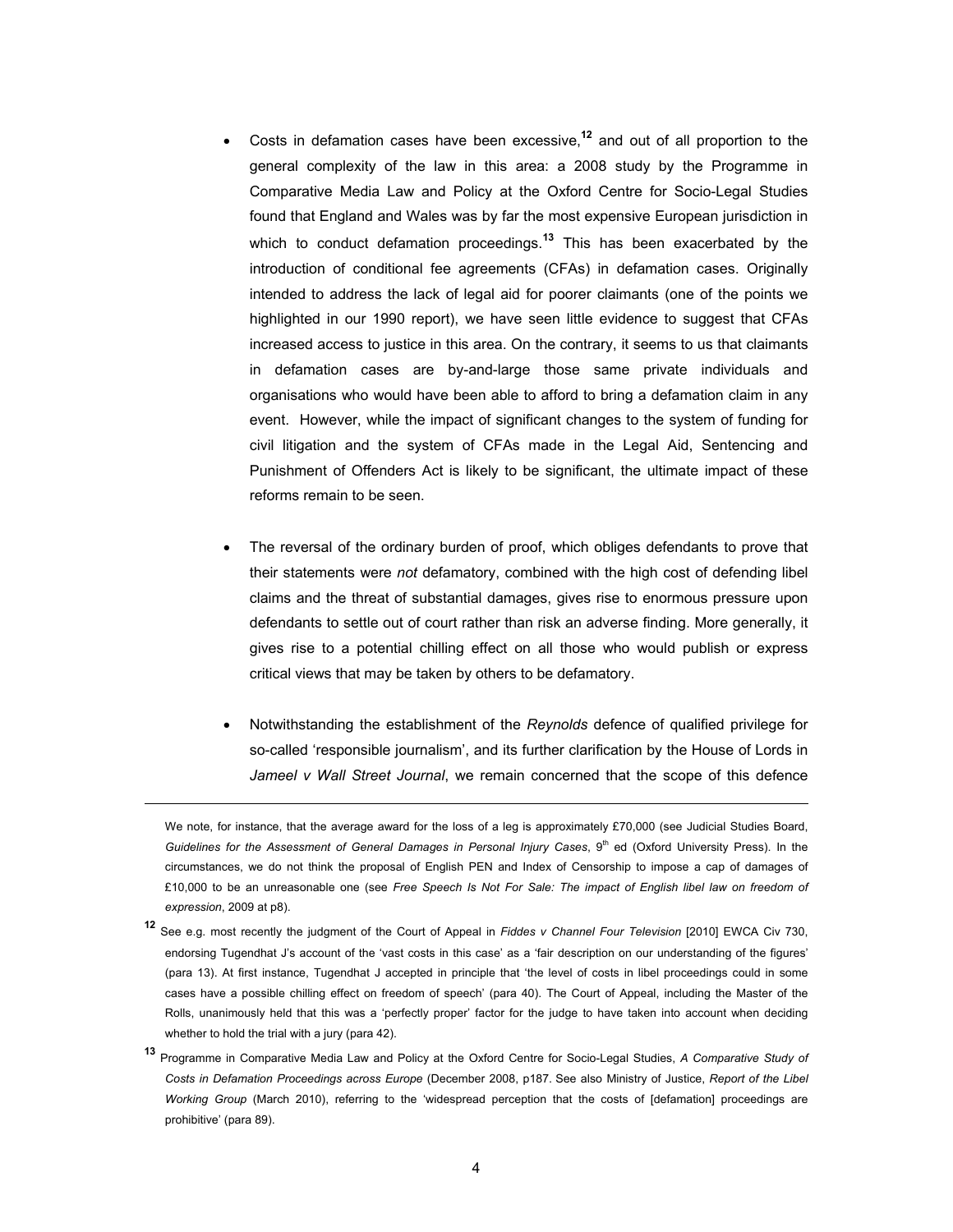- Costs in defamation cases have been excessive,[12] and out of all proportion to the general complexity of the law in this area: a 2008 study by the Programme in Comparative Media Law and Policy at the Oxford Centre for Socio-Legal Studies found that England and Wales was by far the most expensive European jurisdiction in which to conduct defamation proceedings.[13] This has been exacerbated by the introduction of conditional fee agreements (CFAs) in defamation cases. Originally intended to address the lack of legal aid for poorer claimants (one of the points we highlighted in our 1990 report), we have seen little evidence to suggest that CFAs increased access to justice in this area. On the contrary, it seems to us that claimants in defamation cases are by-and-large those same private individuals and organisations who would have been able to afford to bring a defamation claim in any event. However, while the impact of significant changes to the system of funding for civil litigation and the system of CFAs made in the Legal Aid, Sentencing and Punishment of Offenders Act is likely to be significant, the ultimate impact of these reforms remain to be seen.

- The reversal of the ordinary burden of proof, which obliges defendants to prove that their statements were *not* defamatory, combined with the high cost of defending libel claims and the threat of substantial damages, gives rise to enormous pressure upon defendants to settle out of court rather than risk an adverse finding. More generally, it gives rise to a potential chilling effect on all those who would publish or express critical views that may be taken by others to be defamatory.

- Notwithstanding the establishment of the *Reynolds* defence of qualified privilege for so-called 'responsible journalism', and its further clarification by the House of Lords in *Jameel v Wall Street Journal*, we remain concerned that the scope of this defence

---

We note, for instance, that the average award for the loss of a leg is approximately £70,000 (see Judicial Studies Board, *Guidelines for the Assessment of General Damages in Personal Injury Cases*, 9th ed (Oxford University Press). In the circumstances, we do not think the proposal of English PEN and Index of Censorship to impose a cap of damages of £10,000 to be an unreasonable one (see *Free Speech Is Not For Sale: The impact of English libel law on freedom of expression*, 2009 at p8).

[12] See e.g. most recently the judgment of the Court of Appeal in *Fiddes v Channel Four Television* [2010] EWCA Civ 730, endorsing Tugendhat J's account of the 'vast costs in this case' as a 'fair description on our understanding of the figures' (para 13). At first instance, Tugendhat J accepted in principle that 'the level of costs in libel proceedings could in some cases have a possible chilling effect on freedom of speech' (para 40). The Court of Appeal, including the Master of the Rolls, unanimously held that this was a 'perfectly proper' factor for the judge to have taken into account when deciding whether to hold the trial with a jury (para 42).

[13] Programme in Comparative Media Law and Policy at the Oxford Centre for Socio-Legal Studies, *A Comparative Study of Costs in Defamation Proceedings across Europe* (December 2008, p187. See also Ministry of Justice, *Report of the Libel Working Group* (March 2010), referring to the 'widespread perception that the costs of [defamation] proceedings are prohibitive' (para 89).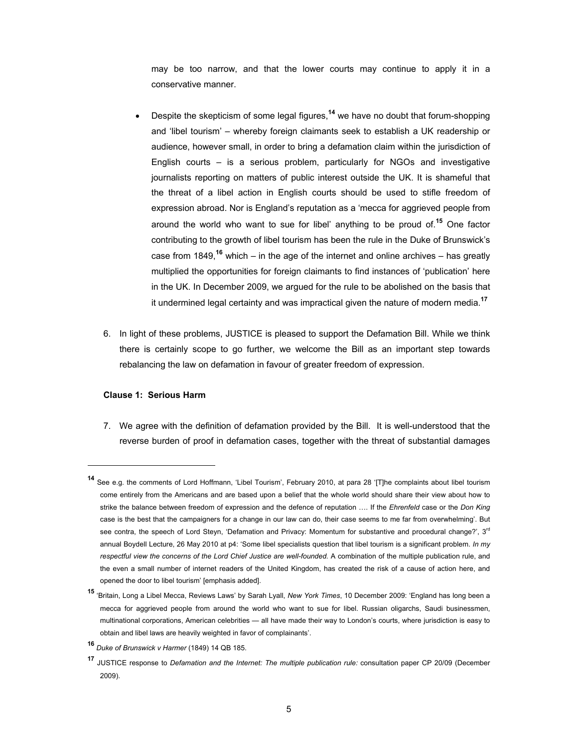may be too narrow, and that the lower courts may continue to apply it in a conservative manner.

- Despite the skepticism of some legal figures,[14] we have no doubt that forum-shopping and 'libel tourism' – whereby foreign claimants seek to establish a UK readership or audience, however small, in order to bring a defamation claim within the jurisdiction of English courts – is a serious problem, particularly for NGOs and investigative journalists reporting on matters of public interest outside the UK. It is shameful that the threat of a libel action in English courts should be used to stifle freedom of expression abroad. Nor is England's reputation as a 'mecca for aggrieved people from around the world who want to sue for libel' anything to be proud of.[15] One factor contributing to the growth of libel tourism has been the rule in the Duke of Brunswick's case from 1849,[16] which – in the age of the internet and online archives – has greatly multiplied the opportunities for foreign claimants to find instances of 'publication' here in the UK. In December 2009, we argued for the rule to be abolished on the basis that it undermined legal certainty and was impractical given the nature of modern media.[17]

6. In light of these problems, JUSTICE is pleased to support the Defamation Bill. While we think there is certainly scope to go further, we welcome the Bill as an important step towards rebalancing the law on defamation in favour of greater freedom of expression.

**Clause 1: Serious Harm**

7. We agree with the definition of defamation provided by the Bill. It is well-understood that the reverse burden of proof in defamation cases, together with the threat of substantial damages

---

[14] See e.g. the comments of Lord Hoffmann, 'Libel Tourism', February 2010, at para 28 '[T]he complaints about libel tourism come entirely from the Americans and are based upon a belief that the whole world should share their view about how to strike the balance between freedom of expression and the defence of reputation …. If the *Ehrenfeld* case or the *Don King* case is the best that the campaigners for a change in our law can do, their case seems to me far from overwhelming'. But see contra, the speech of Lord Steyn, 'Defamation and Privacy: Momentum for substantive and procedural change?', 3rd annual Boydell Lecture, 26 May 2010 at p4: 'Some libel specialists question that libel tourism is a significant problem. *In my respectful view the concerns of the Lord Chief Justice are well-founded.* A combination of the multiple publication rule, and the even a small number of internet readers of the United Kingdom, has created the risk of a cause of action here, and opened the door to libel tourism' [emphasis added].

[15] 'Britain, Long a Libel Mecca, Reviews Laws' by Sarah Lyall, *New York Times*, 10 December 2009: 'England has long been a mecca for aggrieved people from around the world who want to sue for libel. Russian oligarchs, Saudi businessmen, multinational corporations, American celebrities — all have made their way to London's courts, where jurisdiction is easy to obtain and libel laws are heavily weighted in favor of complainants'.

[16] *Duke of Brunswick v Harmer* (1849) 14 QB 185.

[17] JUSTICE response to *Defamation and the Internet: The multiple publication rule:* consultation paper CP 20/09 (December 2009).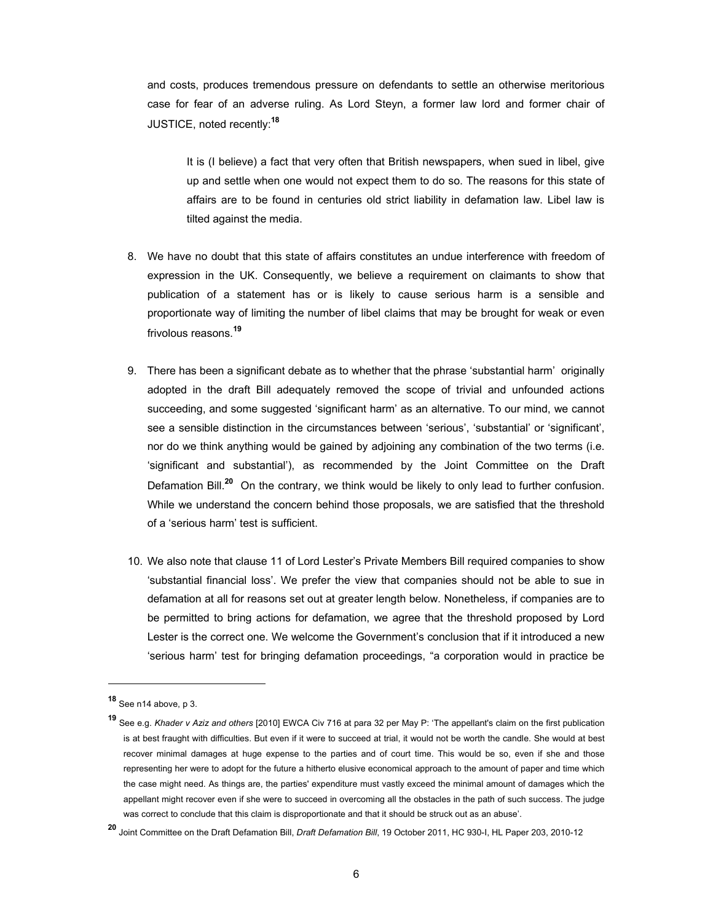and costs, produces tremendous pressure on defendants to settle an otherwise meritorious case for fear of an adverse ruling. As Lord Steyn, a former law lord and former chair of JUSTICE, noted recently:[18]

> It is (I believe) a fact that very often that British newspapers, when sued in libel, give up and settle when one would not expect them to do so. The reasons for this state of affairs are to be found in centuries old strict liability in defamation law. Libel law is tilted against the media.

8. We have no doubt that this state of affairs constitutes an undue interference with freedom of expression in the UK. Consequently, we believe a requirement on claimants to show that publication of a statement has or is likely to cause serious harm is a sensible and proportionate way of limiting the number of libel claims that may be brought for weak or even frivolous reasons.[19]

9. There has been a significant debate as to whether that the phrase 'substantial harm' originally adopted in the draft Bill adequately removed the scope of trivial and unfounded actions succeeding, and some suggested 'significant harm' as an alternative. To our mind, we cannot see a sensible distinction in the circumstances between 'serious', 'substantial' or 'significant', nor do we think anything would be gained by adjoining any combination of the two terms (i.e. 'significant and substantial'), as recommended by the Joint Committee on the Draft Defamation Bill.[20] On the contrary, we think would be likely to only lead to further confusion. While we understand the concern behind those proposals, we are satisfied that the threshold of a 'serious harm' test is sufficient.

10. We also note that clause 11 of Lord Lester's Private Members Bill required companies to show 'substantial financial loss'. We prefer the view that companies should not be able to sue in defamation at all for reasons set out at greater length below. Nonetheless, if companies are to be permitted to bring actions for defamation, we agree that the threshold proposed by Lord Lester is the correct one. We welcome the Government's conclusion that if it introduced a new 'serious harm' test for bringing defamation proceedings, "a corporation would in practice be

---

[18] See n14 above, p 3.

[19] See e.g. *Khader v Aziz and others* [2010] EWCA Civ 716 at para 32 per May P: 'The appellant's claim on the first publication is at best fraught with difficulties. But even if it were to succeed at trial, it would not be worth the candle. She would at best recover minimal damages at huge expense to the parties and of court time. This would be so, even if she and those representing her were to adopt for the future a hitherto elusive economical approach to the amount of paper and time which the case might need. As things are, the parties' expenditure must vastly exceed the minimal amount of damages which the appellant might recover even if she were to succeed in overcoming all the obstacles in the path of such success. The judge was correct to conclude that this claim is disproportionate and that it should be struck out as an abuse'.

[20] Joint Committee on the Draft Defamation Bill, *Draft Defamation Bill*, 19 October 2011, HC 930-I, HL Paper 203, 2010-12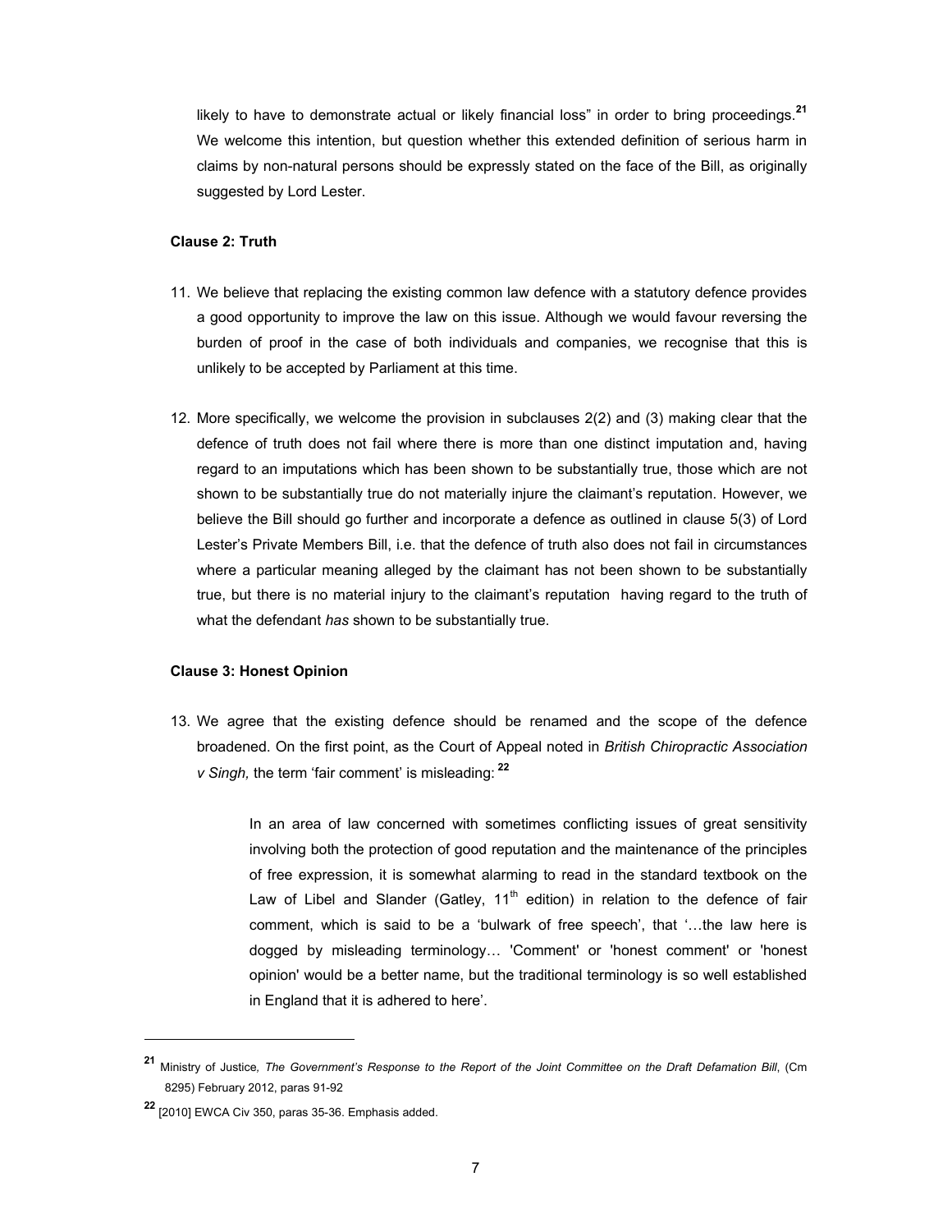likely to have to demonstrate actual or likely financial loss" in order to bring proceedings.[21] We welcome this intention, but question whether this extended definition of serious harm in claims by non-natural persons should be expressly stated on the face of the Bill, as originally suggested by Lord Lester.

**Clause 2: Truth**

11. We believe that replacing the existing common law defence with a statutory defence provides a good opportunity to improve the law on this issue. Although we would favour reversing the burden of proof in the case of both individuals and companies, we recognise that this is unlikely to be accepted by Parliament at this time.

12. More specifically, we welcome the provision in subclauses 2(2) and (3) making clear that the defence of truth does not fail where there is more than one distinct imputation and, having regard to an imputations which has been shown to be substantially true, those which are not shown to be substantially true do not materially injure the claimant's reputation. However, we believe the Bill should go further and incorporate a defence as outlined in clause 5(3) of Lord Lester's Private Members Bill, i.e. that the defence of truth also does not fail in circumstances where a particular meaning alleged by the claimant has not been shown to be substantially true, but there is no material injury to the claimant's reputation having regard to the truth of what the defendant *has* shown to be substantially true.

**Clause 3: Honest Opinion**

13. We agree that the existing defence should be renamed and the scope of the defence broadened. On the first point, as the Court of Appeal noted in *British Chiropractic Association v Singh,* the term 'fair comment' is misleading: [22]

> In an area of law concerned with sometimes conflicting issues of great sensitivity involving both the protection of good reputation and the maintenance of the principles of free expression, it is somewhat alarming to read in the standard textbook on the Law of Libel and Slander (Gatley, 11th edition) in relation to the defence of fair comment, which is said to be a 'bulwark of free speech', that '…the law here is dogged by misleading terminology… 'Comment' or 'honest comment' or 'honest opinion' would be a better name, but the traditional terminology is so well established in England that it is adhered to here'.

---

[21] Ministry of Justice*, The Government's Response to the Report of the Joint Committee on the Draft Defamation Bill*, (Cm 8295) February 2012, paras 91-92

[22] [2010] EWCA Civ 350, paras 35-36. Emphasis added.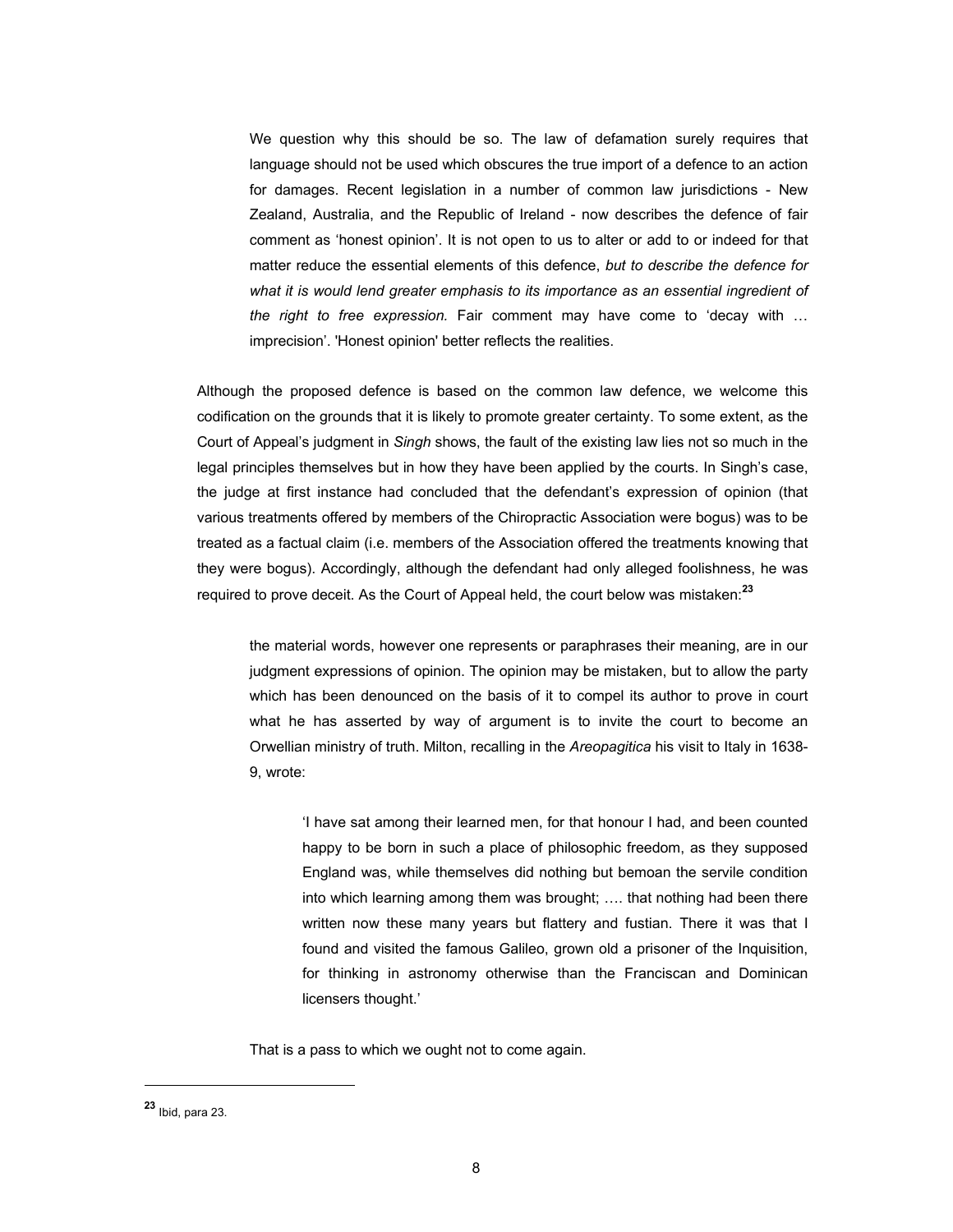> We question why this should be so. The law of defamation surely requires that language should not be used which obscures the true import of a defence to an action for damages. Recent legislation in a number of common law jurisdictions - New Zealand, Australia, and the Republic of Ireland - now describes the defence of fair comment as 'honest opinion'. It is not open to us to alter or add to or indeed for that matter reduce the essential elements of this defence, *but to describe the defence for what it is would lend greater emphasis to its importance as an essential ingredient of the right to free expression.* Fair comment may have come to 'decay with … imprecision'. 'Honest opinion' better reflects the realities.

Although the proposed defence is based on the common law defence, we welcome this codification on the grounds that it is likely to promote greater certainty. To some extent, as the Court of Appeal's judgment in *Singh* shows, the fault of the existing law lies not so much in the legal principles themselves but in how they have been applied by the courts. In Singh's case, the judge at first instance had concluded that the defendant's expression of opinion (that various treatments offered by members of the Chiropractic Association were bogus) was to be treated as a factual claim (i.e. members of the Association offered the treatments knowing that they were bogus). Accordingly, although the defendant had only alleged foolishness, he was required to prove deceit. As the Court of Appeal held, the court below was mistaken:[23]

> the material words, however one represents or paraphrases their meaning, are in our judgment expressions of opinion. The opinion may be mistaken, but to allow the party which has been denounced on the basis of it to compel its author to prove in court what he has asserted by way of argument is to invite the court to become an Orwellian ministry of truth. Milton, recalling in the *Areopagitica* his visit to Italy in 1638-9, wrote:
>
> > 'I have sat among their learned men, for that honour I had, and been counted happy to be born in such a place of philosophic freedom, as they supposed England was, while themselves did nothing but bemoan the servile condition into which learning among them was brought; …. that nothing had been there written now these many years but flattery and fustian. There it was that I found and visited the famous Galileo, grown old a prisoner of the Inquisition, for thinking in astronomy otherwise than the Franciscan and Dominican licensers thought.'
>
> That is a pass to which we ought not to come again.

---

[23] Ibid, para 23.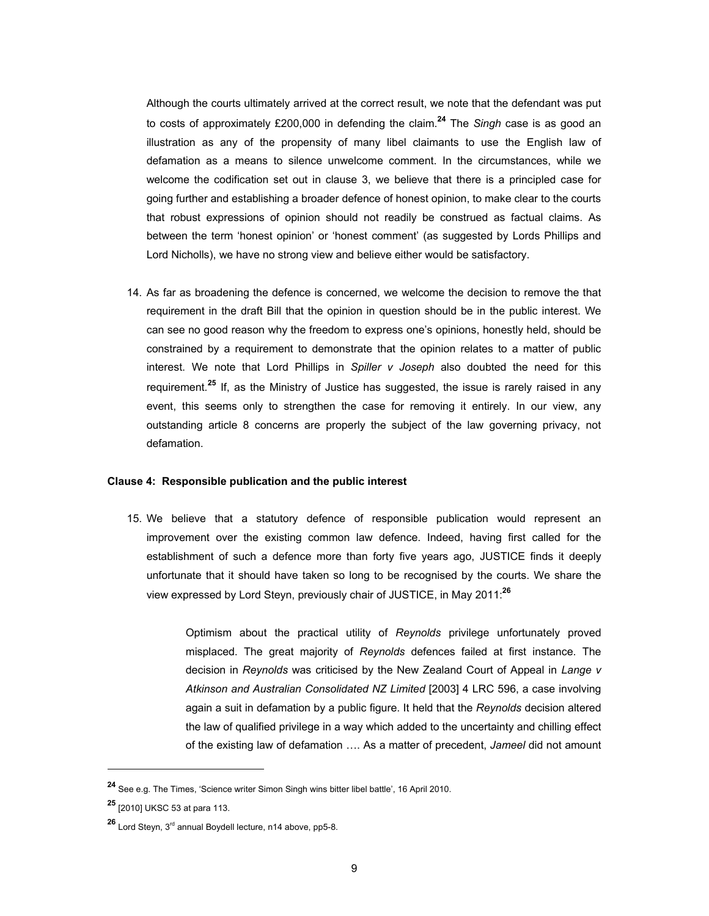Although the courts ultimately arrived at the correct result, we note that the defendant was put to costs of approximately £200,000 in defending the claim.[24] The *Singh* case is as good an illustration as any of the propensity of many libel claimants to use the English law of defamation as a means to silence unwelcome comment. In the circumstances, while we welcome the codification set out in clause 3, we believe that there is a principled case for going further and establishing a broader defence of honest opinion, to make clear to the courts that robust expressions of opinion should not readily be construed as factual claims. As between the term 'honest opinion' or 'honest comment' (as suggested by Lords Phillips and Lord Nicholls), we have no strong view and believe either would be satisfactory.

14. As far as broadening the defence is concerned, we welcome the decision to remove the that requirement in the draft Bill that the opinion in question should be in the public interest. We can see no good reason why the freedom to express one's opinions, honestly held, should be constrained by a requirement to demonstrate that the opinion relates to a matter of public interest. We note that Lord Phillips in *Spiller v Joseph* also doubted the need for this requirement.[25] If, as the Ministry of Justice has suggested, the issue is rarely raised in any event, this seems only to strengthen the case for removing it entirely. In our view, any outstanding article 8 concerns are properly the subject of the law governing privacy, not defamation.

**Clause 4: Responsible publication and the public interest**

15. We believe that a statutory defence of responsible publication would represent an improvement over the existing common law defence. Indeed, having first called for the establishment of such a defence more than forty five years ago, JUSTICE finds it deeply unfortunate that it should have taken so long to be recognised by the courts. We share the view expressed by Lord Steyn, previously chair of JUSTICE, in May 2011:[26]

> Optimism about the practical utility of *Reynolds* privilege unfortunately proved misplaced. The great majority of *Reynolds* defences failed at first instance. The decision in *Reynolds* was criticised by the New Zealand Court of Appeal in *Lange v Atkinson and Australian Consolidated NZ Limited* [2003] 4 LRC 596, a case involving again a suit in defamation by a public figure. It held that the *Reynolds* decision altered the law of qualified privilege in a way which added to the uncertainty and chilling effect of the existing law of defamation …. As a matter of precedent, *Jameel* did not amount

---

[24] See e.g. The Times, 'Science writer Simon Singh wins bitter libel battle', 16 April 2010.

[25] [2010] UKSC 53 at para 113.

[26] Lord Steyn, 3rd annual Boydell lecture, n14 above, pp5-8.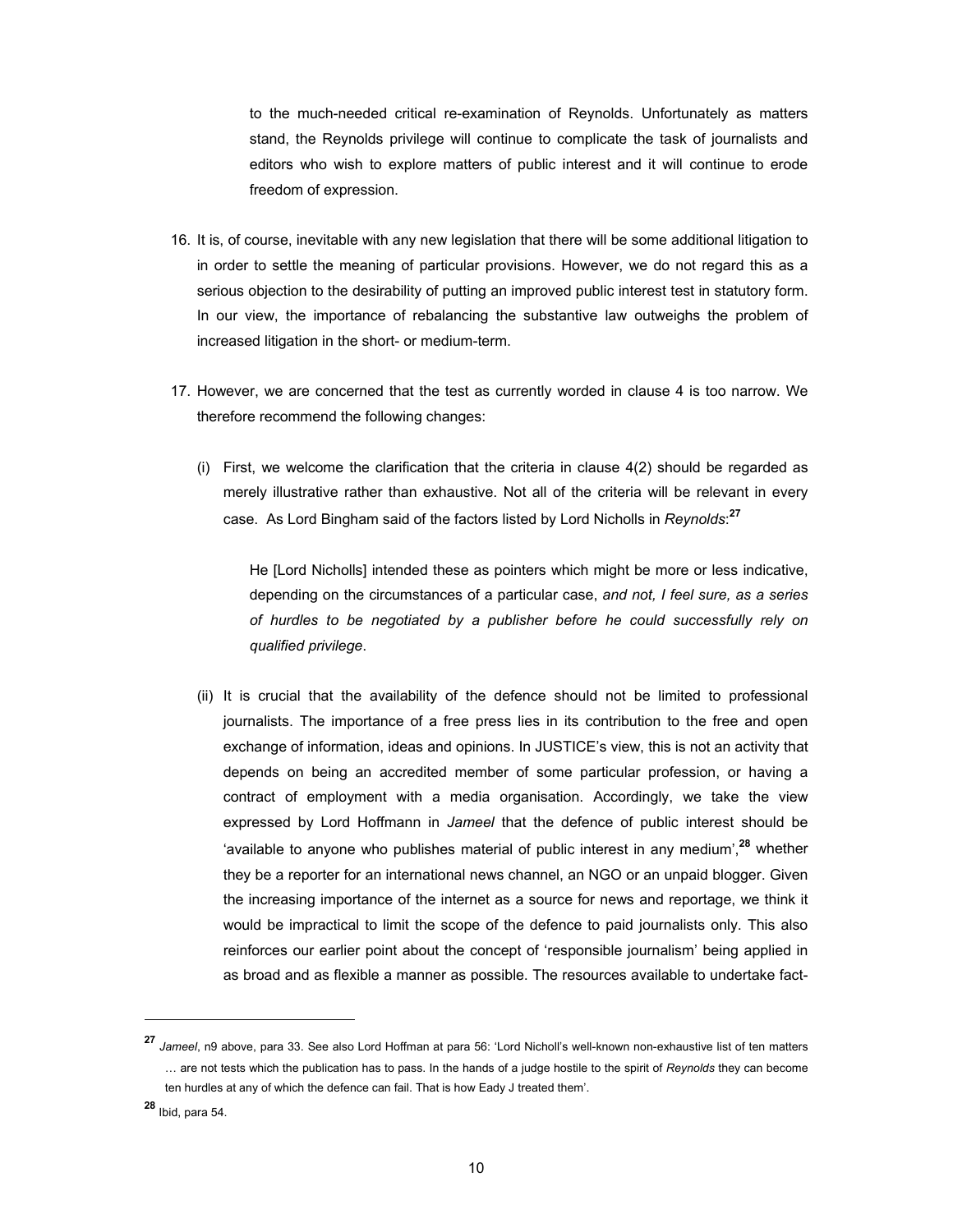to the much-needed critical re-examination of Reynolds. Unfortunately as matters stand, the Reynolds privilege will continue to complicate the task of journalists and editors who wish to explore matters of public interest and it will continue to erode freedom of expression.

16. It is, of course, inevitable with any new legislation that there will be some additional litigation to in order to settle the meaning of particular provisions. However, we do not regard this as a serious objection to the desirability of putting an improved public interest test in statutory form. In our view, the importance of rebalancing the substantive law outweighs the problem of increased litigation in the short- or medium-term.

17. However, we are concerned that the test as currently worded in clause 4 is too narrow. We therefore recommend the following changes:

    (i) First, we welcome the clarification that the criteria in clause 4(2) should be regarded as merely illustrative rather than exhaustive. Not all of the criteria will be relevant in every case. As Lord Bingham said of the factors listed by Lord Nicholls in *Reynolds*:[27]

    > He [Lord Nicholls] intended these as pointers which might be more or less indicative, depending on the circumstances of a particular case, *and not, I feel sure, as a series of hurdles to be negotiated by a publisher before he could successfully rely on qualified privilege*.

    (ii) It is crucial that the availability of the defence should not be limited to professional journalists. The importance of a free press lies in its contribution to the free and open exchange of information, ideas and opinions. In JUSTICE's view, this is not an activity that depends on being an accredited member of some particular profession, or having a contract of employment with a media organisation. Accordingly, we take the view expressed by Lord Hoffmann in *Jameel* that the defence of public interest should be 'available to anyone who publishes material of public interest in any medium',[28] whether they be a reporter for an international news channel, an NGO or an unpaid blogger. Given the increasing importance of the internet as a source for news and reportage, we think it would be impractical to limit the scope of the defence to paid journalists only. This also reinforces our earlier point about the concept of 'responsible journalism' being applied in as broad and as flexible a manner as possible. The resources available to undertake fact-

---

[27] *Jameel*, n9 above, para 33. See also Lord Hoffman at para 56: 'Lord Nicholl's well-known non-exhaustive list of ten matters … are not tests which the publication has to pass. In the hands of a judge hostile to the spirit of *Reynolds* they can become ten hurdles at any of which the defence can fail. That is how Eady J treated them'.

[28] Ibid, para 54.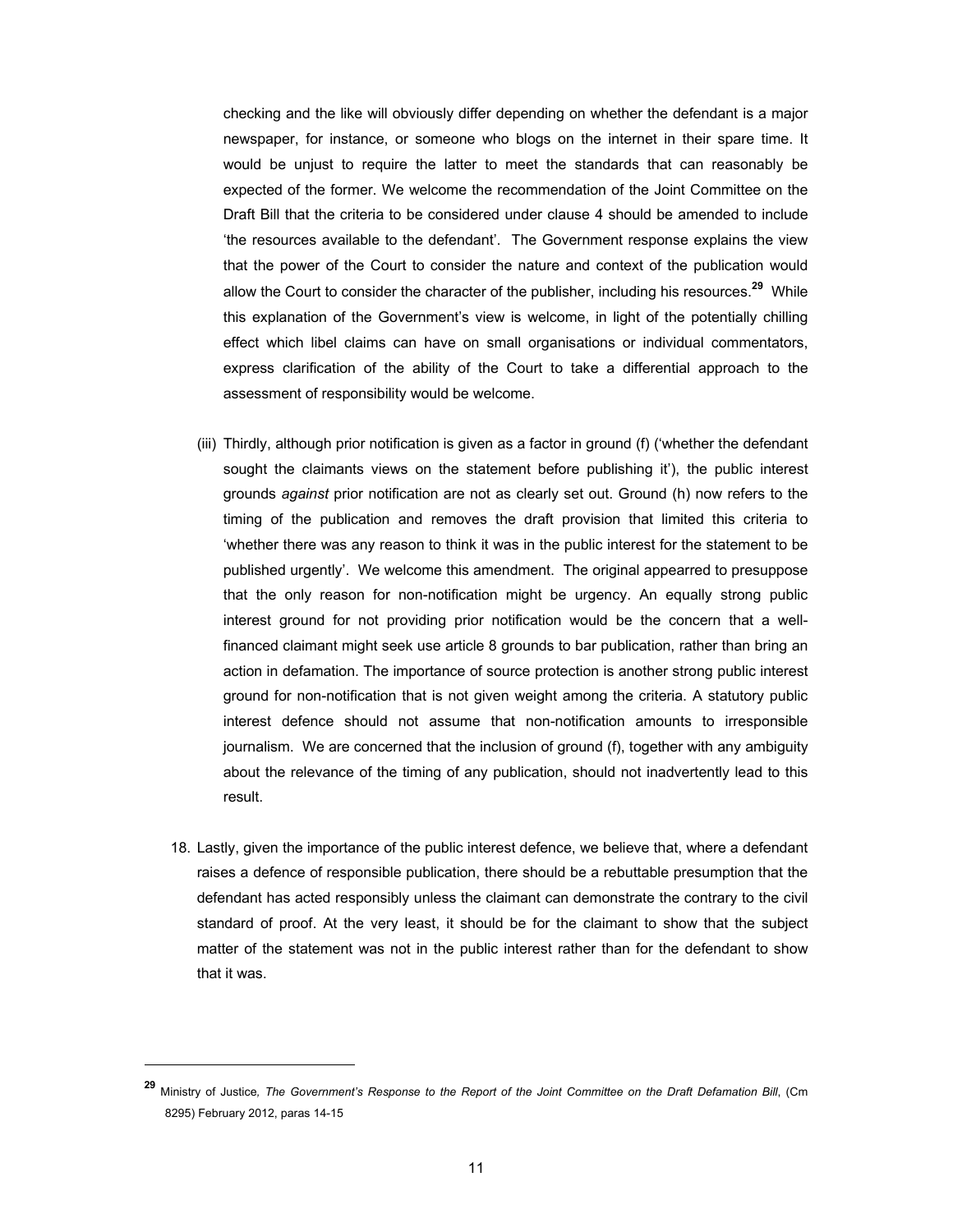checking and the like will obviously differ depending on whether the defendant is a major newspaper, for instance, or someone who blogs on the internet in their spare time. It would be unjust to require the latter to meet the standards that can reasonably be expected of the former. We welcome the recommendation of the Joint Committee on the Draft Bill that the criteria to be considered under clause 4 should be amended to include 'the resources available to the defendant'. The Government response explains the view that the power of the Court to consider the nature and context of the publication would allow the Court to consider the character of the publisher, including his resources.[29] While this explanation of the Government's view is welcome, in light of the potentially chilling effect which libel claims can have on small organisations or individual commentators, express clarification of the ability of the Court to take a differential approach to the assessment of responsibility would be welcome.

(iii) Thirdly, although prior notification is given as a factor in ground (f) ('whether the defendant sought the claimants views on the statement before publishing it'), the public interest grounds *against* prior notification are not as clearly set out. Ground (h) now refers to the timing of the publication and removes the draft provision that limited this criteria to 'whether there was any reason to think it was in the public interest for the statement to be published urgently'. We welcome this amendment. The original appearred to presuppose that the only reason for non-notification might be urgency. An equally strong public interest ground for not providing prior notification would be the concern that a well-financed claimant might seek use article 8 grounds to bar publication, rather than bring an action in defamation. The importance of source protection is another strong public interest ground for non-notification that is not given weight among the criteria. A statutory public interest defence should not assume that non-notification amounts to irresponsible journalism. We are concerned that the inclusion of ground (f), together with any ambiguity about the relevance of the timing of any publication, should not inadvertently lead to this result.

18. Lastly, given the importance of the public interest defence, we believe that, where a defendant raises a defence of responsible publication, there should be a rebuttable presumption that the defendant has acted responsibly unless the claimant can demonstrate the contrary to the civil standard of proof. At the very least, it should be for the claimant to show that the subject matter of the statement was not in the public interest rather than for the defendant to show that it was.

---

[29] Ministry of Justice*, The Government's Response to the Report of the Joint Committee on the Draft Defamation Bill*, (Cm 8295) February 2012, paras 14-15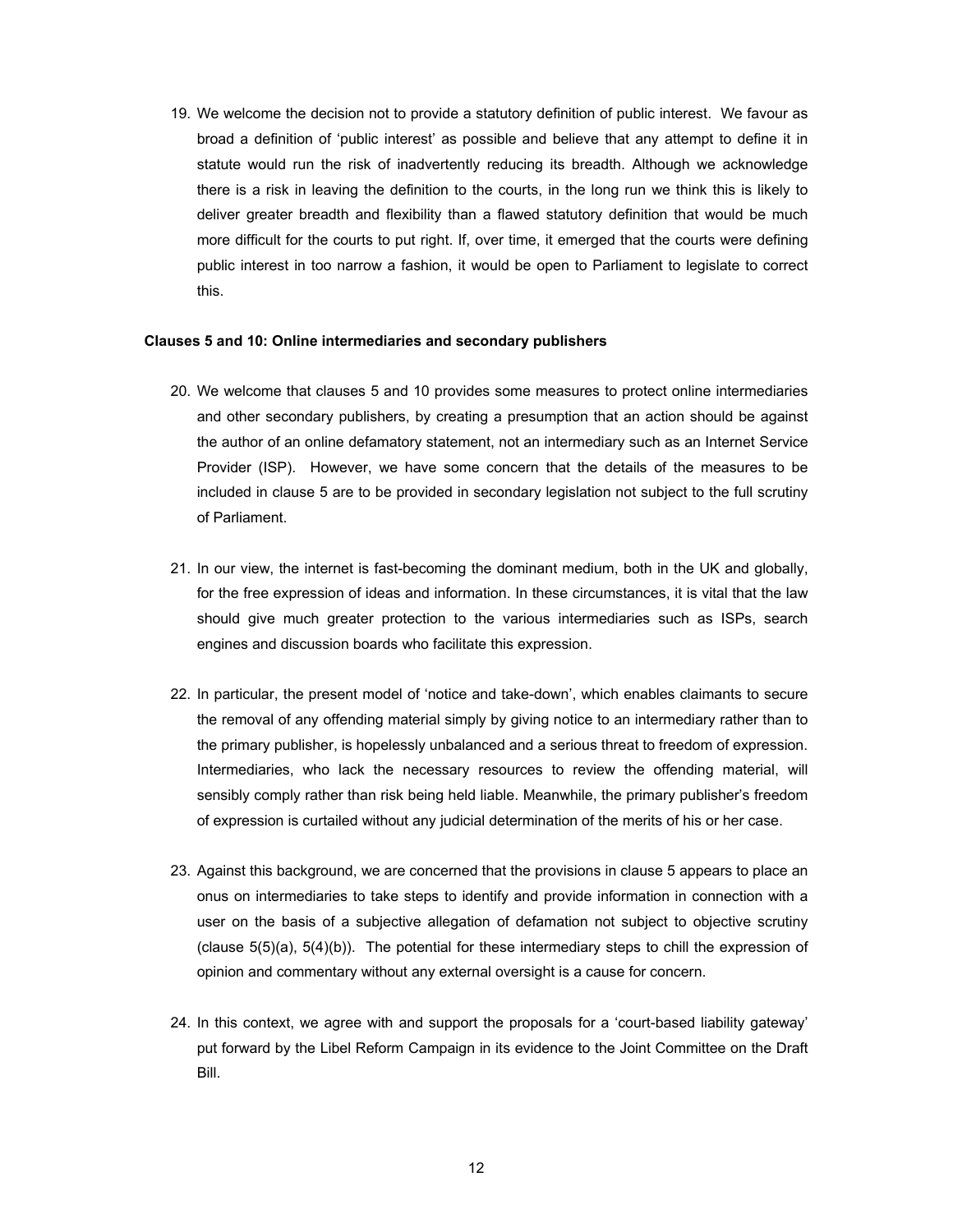19. We welcome the decision not to provide a statutory definition of public interest. We favour as broad a definition of 'public interest' as possible and believe that any attempt to define it in statute would run the risk of inadvertently reducing its breadth. Although we acknowledge there is a risk in leaving the definition to the courts, in the long run we think this is likely to deliver greater breadth and flexibility than a flawed statutory definition that would be much more difficult for the courts to put right. If, over time, it emerged that the courts were defining public interest in too narrow a fashion, it would be open to Parliament to legislate to correct this.

**Clauses 5 and 10: Online intermediaries and secondary publishers**

20. We welcome that clauses 5 and 10 provides some measures to protect online intermediaries and other secondary publishers, by creating a presumption that an action should be against the author of an online defamatory statement, not an intermediary such as an Internet Service Provider (ISP). However, we have some concern that the details of the measures to be included in clause 5 are to be provided in secondary legislation not subject to the full scrutiny of Parliament.

21. In our view, the internet is fast-becoming the dominant medium, both in the UK and globally, for the free expression of ideas and information. In these circumstances, it is vital that the law should give much greater protection to the various intermediaries such as ISPs, search engines and discussion boards who facilitate this expression.

22. In particular, the present model of 'notice and take-down', which enables claimants to secure the removal of any offending material simply by giving notice to an intermediary rather than to the primary publisher, is hopelessly unbalanced and a serious threat to freedom of expression. Intermediaries, who lack the necessary resources to review the offending material, will sensibly comply rather than risk being held liable. Meanwhile, the primary publisher's freedom of expression is curtailed without any judicial determination of the merits of his or her case.

23. Against this background, we are concerned that the provisions in clause 5 appears to place an onus on intermediaries to take steps to identify and provide information in connection with a user on the basis of a subjective allegation of defamation not subject to objective scrutiny (clause 5(5)(a), 5(4)(b)). The potential for these intermediary steps to chill the expression of opinion and commentary without any external oversight is a cause for concern.

24. In this context, we agree with and support the proposals for a 'court-based liability gateway' put forward by the Libel Reform Campaign in its evidence to the Joint Committee on the Draft Bill.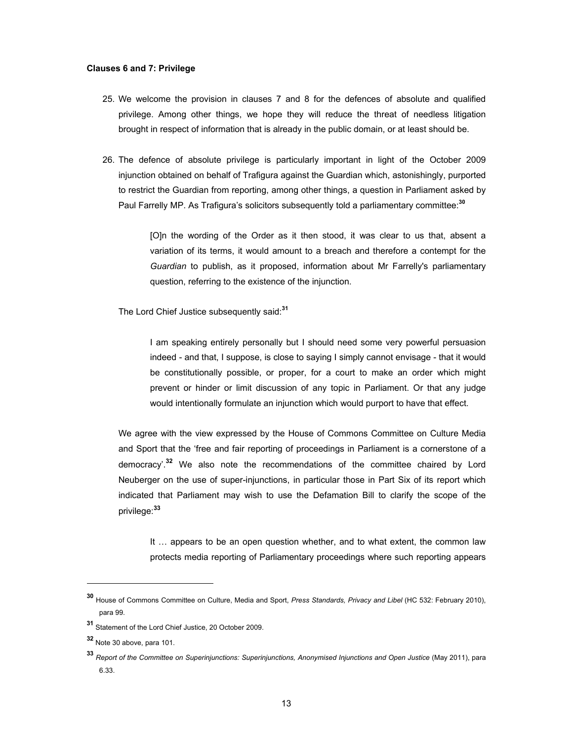**Clauses 6 and 7: Privilege**

25. We welcome the provision in clauses 7 and 8 for the defences of absolute and qualified privilege. Among other things, we hope they will reduce the threat of needless litigation brought in respect of information that is already in the public domain, or at least should be.

26. The defence of absolute privilege is particularly important in light of the October 2009 injunction obtained on behalf of Trafigura against the Guardian which, astonishingly, purported to restrict the Guardian from reporting, among other things, a question in Parliament asked by Paul Farrelly MP. As Trafigura's solicitors subsequently told a parliamentary committee:[30]

> [O]n the wording of the Order as it then stood, it was clear to us that, absent a variation of its terms, it would amount to a breach and therefore a contempt for the *Guardian* to publish, as it proposed, information about Mr Farrelly's parliamentary question, referring to the existence of the injunction.

The Lord Chief Justice subsequently said:[31]

> I am speaking entirely personally but I should need some very powerful persuasion indeed - and that, I suppose, is close to saying I simply cannot envisage - that it would be constitutionally possible, or proper, for a court to make an order which might prevent or hinder or limit discussion of any topic in Parliament. Or that any judge would intentionally formulate an injunction which would purport to have that effect.

We agree with the view expressed by the House of Commons Committee on Culture Media and Sport that the 'free and fair reporting of proceedings in Parliament is a cornerstone of a democracy'.[32] We also note the recommendations of the committee chaired by Lord Neuberger on the use of super-injunctions, in particular those in Part Six of its report which indicated that Parliament may wish to use the Defamation Bill to clarify the scope of the privilege:[33]

> It … appears to be an open question whether, and to what extent, the common law protects media reporting of Parliamentary proceedings where such reporting appears

---

[30] House of Commons Committee on Culture, Media and Sport, *Press Standards, Privacy and Libel* (HC 532: February 2010), para 99.

[31] Statement of the Lord Chief Justice, 20 October 2009.

[32] Note 30 above, para 101.

[33] *Report of the Committee on Superinjunctions: Superinjunctions, Anonymised Injunctions and Open Justice* (May 2011), para 6.33.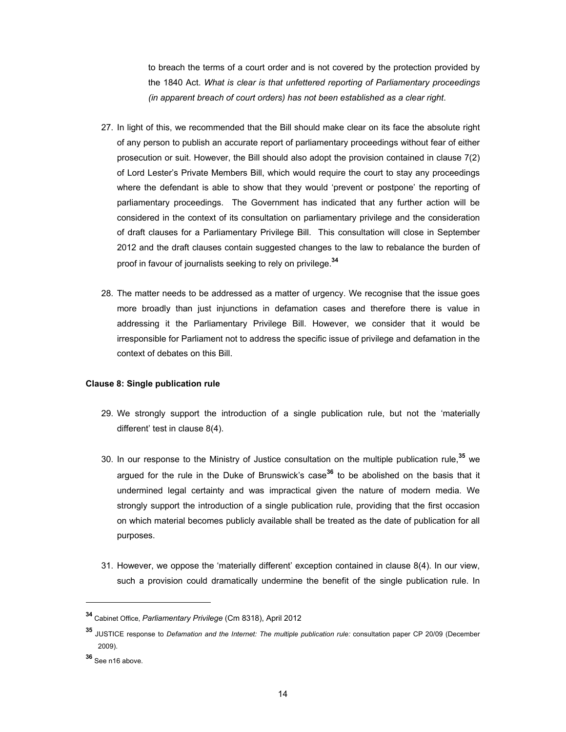to breach the terms of a court order and is not covered by the protection provided by the 1840 Act. *What is clear is that unfettered reporting of Parliamentary proceedings (in apparent breach of court orders) has not been established as a clear right.*

27. In light of this, we recommended that the Bill should make clear on its face the absolute right of any person to publish an accurate report of parliamentary proceedings without fear of either prosecution or suit. However, the Bill should also adopt the provision contained in clause 7(2) of Lord Lester's Private Members Bill, which would require the court to stay any proceedings where the defendant is able to show that they would 'prevent or postpone' the reporting of parliamentary proceedings. The Government has indicated that any further action will be considered in the context of its consultation on parliamentary privilege and the consideration of draft clauses for a Parliamentary Privilege Bill. This consultation will close in September 2012 and the draft clauses contain suggested changes to the law to rebalance the burden of proof in favour of journalists seeking to rely on privilege.[34]

28. The matter needs to be addressed as a matter of urgency. We recognise that the issue goes more broadly than just injunctions in defamation cases and therefore there is value in addressing it the Parliamentary Privilege Bill. However, we consider that it would be irresponsible for Parliament not to address the specific issue of privilege and defamation in the context of debates on this Bill.

**Clause 8: Single publication rule**

29. We strongly support the introduction of a single publication rule, but not the 'materially different' test in clause 8(4).

30. In our response to the Ministry of Justice consultation on the multiple publication rule,[35] we argued for the rule in the Duke of Brunswick's case[36] to be abolished on the basis that it undermined legal certainty and was impractical given the nature of modern media. We strongly support the introduction of a single publication rule, providing that the first occasion on which material becomes publicly available shall be treated as the date of publication for all purposes.

31. However, we oppose the 'materially different' exception contained in clause 8(4). In our view, such a provision could dramatically undermine the benefit of the single publication rule. In

---

[34] Cabinet Office, *Parliamentary Privilege* (Cm 8318), April 2012

[35] JUSTICE response to *Defamation and the Internet: The multiple publication rule:* consultation paper CP 20/09 (December 2009).

[36] See n16 above.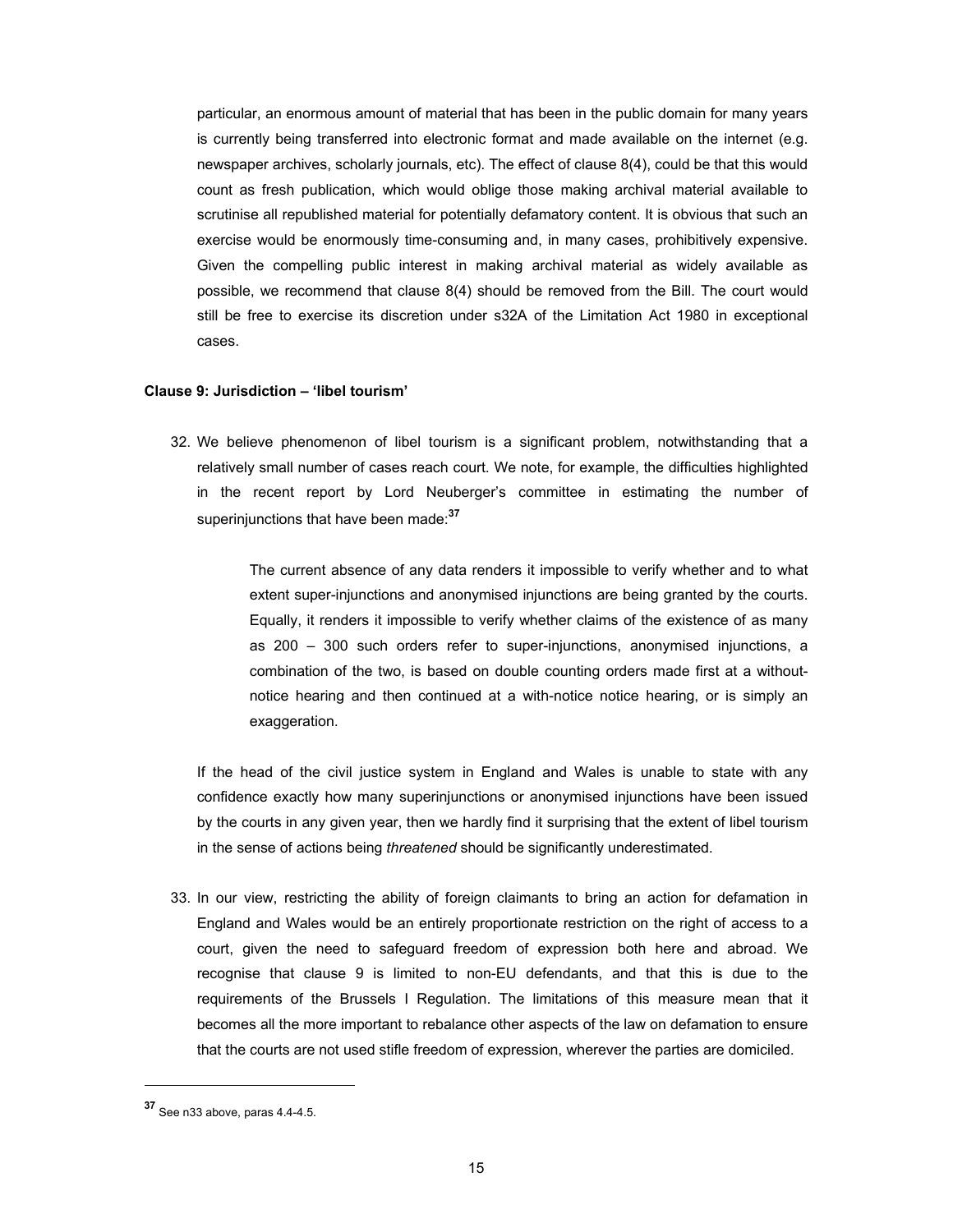particular, an enormous amount of material that has been in the public domain for many years is currently being transferred into electronic format and made available on the internet (e.g. newspaper archives, scholarly journals, etc). The effect of clause 8(4), could be that this would count as fresh publication, which would oblige those making archival material available to scrutinise all republished material for potentially defamatory content. It is obvious that such an exercise would be enormously time-consuming and, in many cases, prohibitively expensive. Given the compelling public interest in making archival material as widely available as possible, we recommend that clause 8(4) should be removed from the Bill. The court would still be free to exercise its discretion under s32A of the Limitation Act 1980 in exceptional cases.

**Clause 9: Jurisdiction – 'libel tourism'**

32. We believe phenomenon of libel tourism is a significant problem, notwithstanding that a relatively small number of cases reach court. We note, for example, the difficulties highlighted in the recent report by Lord Neuberger's committee in estimating the number of superinjunctions that have been made:[37]

> The current absence of any data renders it impossible to verify whether and to what extent super-injunctions and anonymised injunctions are being granted by the courts. Equally, it renders it impossible to verify whether claims of the existence of as many as 200 – 300 such orders refer to super-injunctions, anonymised injunctions, a combination of the two, is based on double counting orders made first at a without-notice hearing and then continued at a with-notice notice hearing, or is simply an exaggeration.

If the head of the civil justice system in England and Wales is unable to state with any confidence exactly how many superinjunctions or anonymised injunctions have been issued by the courts in any given year, then we hardly find it surprising that the extent of libel tourism in the sense of actions being *threatened* should be significantly underestimated.

33. In our view, restricting the ability of foreign claimants to bring an action for defamation in England and Wales would be an entirely proportionate restriction on the right of access to a court, given the need to safeguard freedom of expression both here and abroad. We recognise that clause 9 is limited to non-EU defendants, and that this is due to the requirements of the Brussels I Regulation. The limitations of this measure mean that it becomes all the more important to rebalance other aspects of the law on defamation to ensure that the courts are not used stifle freedom of expression, wherever the parties are domiciled.

---

[37] See n33 above, paras 4.4-4.5.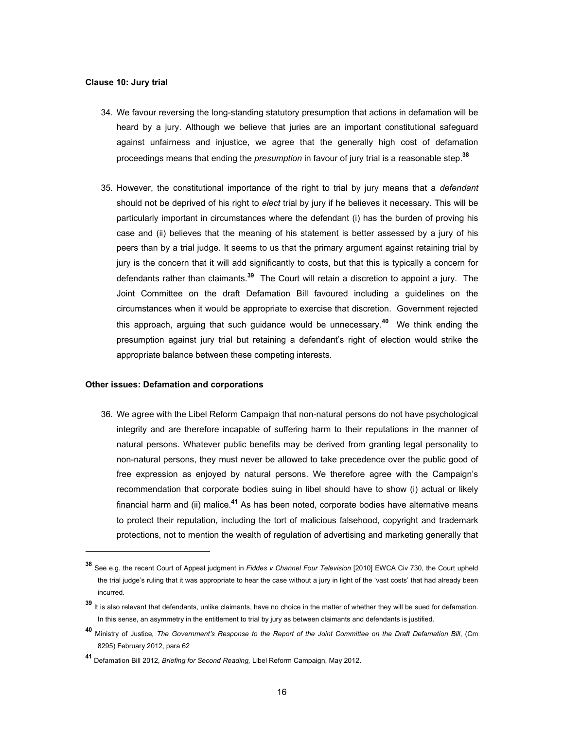**Clause 10: Jury trial**

34. We favour reversing the long-standing statutory presumption that actions in defamation will be heard by a jury. Although we believe that juries are an important constitutional safeguard against unfairness and injustice, we agree that the generally high cost of defamation proceedings means that ending the *presumption* in favour of jury trial is a reasonable step.[38]

35. However, the constitutional importance of the right to trial by jury means that a *defendant* should not be deprived of his right to *elect* trial by jury if he believes it necessary. This will be particularly important in circumstances where the defendant (i) has the burden of proving his case and (ii) believes that the meaning of his statement is better assessed by a jury of his peers than by a trial judge. It seems to us that the primary argument against retaining trial by jury is the concern that it will add significantly to costs, but that this is typically a concern for defendants rather than claimants.[39] The Court will retain a discretion to appoint a jury. The Joint Committee on the draft Defamation Bill favoured including a guidelines on the circumstances when it would be appropriate to exercise that discretion. Government rejected this approach, arguing that such guidance would be unnecessary.[40] We think ending the presumption against jury trial but retaining a defendant's right of election would strike the appropriate balance between these competing interests.

**Other issues: Defamation and corporations**

36. We agree with the Libel Reform Campaign that non-natural persons do not have psychological integrity and are therefore incapable of suffering harm to their reputations in the manner of natural persons. Whatever public benefits may be derived from granting legal personality to non-natural persons, they must never be allowed to take precedence over the public good of free expression as enjoyed by natural persons. We therefore agree with the Campaign's recommendation that corporate bodies suing in libel should have to show (i) actual or likely financial harm and (ii) malice.[41] As has been noted, corporate bodies have alternative means to protect their reputation, including the tort of malicious falsehood, copyright and trademark protections, not to mention the wealth of regulation of advertising and marketing generally that

---

[38] See e.g. the recent Court of Appeal judgment in *Fiddes v Channel Four Television* [2010] EWCA Civ 730, the Court upheld the trial judge's ruling that it was appropriate to hear the case without a jury in light of the 'vast costs' that had already been incurred.

[39] It is also relevant that defendants, unlike claimants, have no choice in the matter of whether they will be sued for defamation. In this sense, an asymmetry in the entitlement to trial by jury as between claimants and defendants is justified.

[40] Ministry of Justice*, The Government's Response to the Report of the Joint Committee on the Draft Defamation Bill*, (Cm 8295) February 2012, para 62

[41] Defamation Bill 2012, *Briefing for Second Reading,* Libel Reform Campaign, May 2012.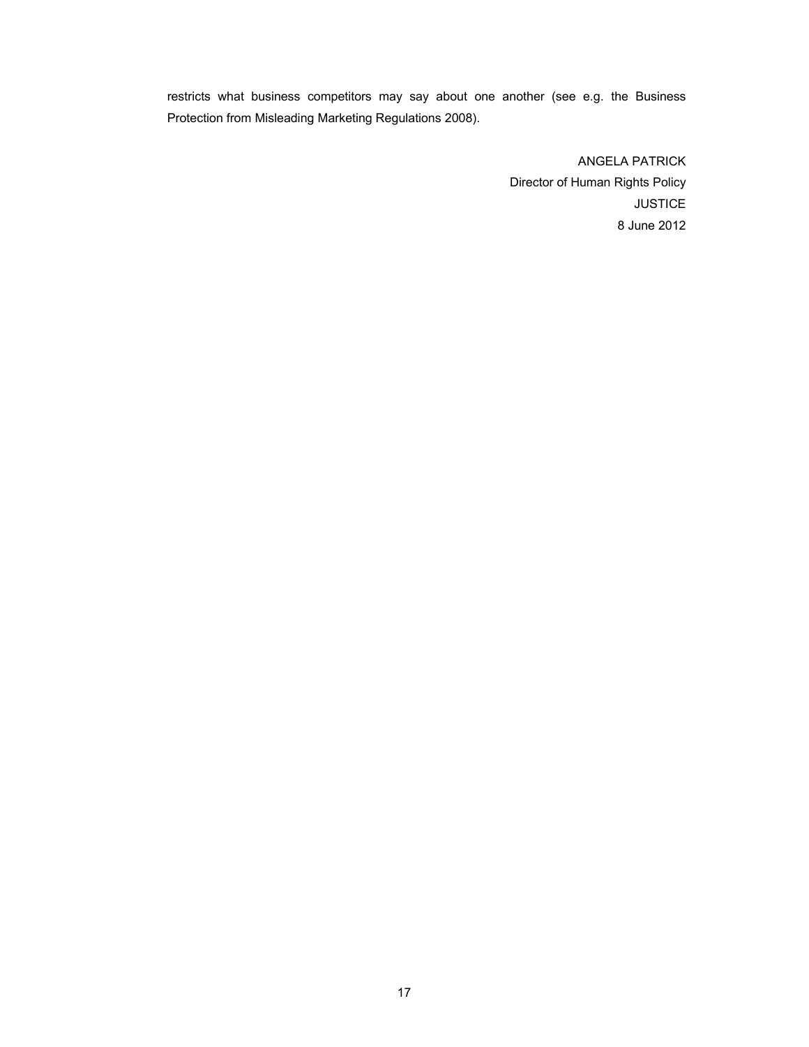restricts what business competitors may say about one another (see e.g. the Business Protection from Misleading Marketing Regulations 2008).

ANGELA PATRICK
Director of Human Rights Policy
JUSTICE
8 June 2012